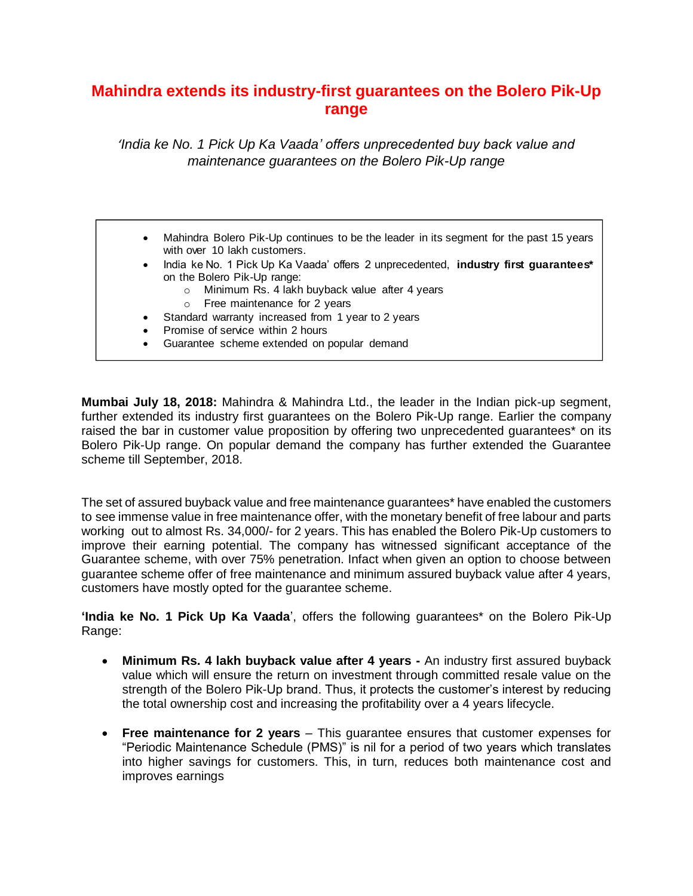# Mahindra extends its industry-first guarantees on the Bolero Pik-Up range

*'India ke No. 1 Pick Up Ka Vaada' offers unprecedented buy back value and maintenance guarantees on the Bolero Pik-Up range*

- Mahindra Bolero Pik-Up continues to be the leader in its segment for the past 15 years with over 10 lakh customers.
- India ke No. 1 Pick Up Ka Vaada' offers 2 unprecedented, **industry first guarantees*** on the Bolero Pik-Up range:
  - Minimum Rs. 4 lakh buyback value after 4 years
  - Free maintenance for 2 years
- Standard warranty increased from 1 year to 2 years
- Promise of service within 2 hours
- Guarantee scheme extended on popular demand

**Mumbai July 18, 2018:** Mahindra & Mahindra Ltd., the leader in the Indian pick-up segment, further extended its industry first guarantees on the Bolero Pik-Up range. Earlier the company raised the bar in customer value proposition by offering two unprecedented guarantees* on its Bolero Pik-Up range. On popular demand the company has further extended the Guarantee scheme till September, 2018.

The set of assured buyback value and free maintenance guarantees* have enabled the customers to see immense value in free maintenance offer, with the monetary benefit of free labour and parts working out to almost Rs. 34,000/- for 2 years. This has enabled the Bolero Pik-Up customers to improve their earning potential. The company has witnessed significant acceptance of the Guarantee scheme, with over 75% penetration. Infact when given an option to choose between guarantee scheme offer of free maintenance and minimum assured buyback value after 4 years, customers have mostly opted for the guarantee scheme.

**'India ke No. 1 Pick Up Ka Vaada**', offers the following guarantees* on the Bolero Pik-Up Range:

- **Minimum Rs. 4 lakh buyback value after 4 years -** An industry first assured buyback value which will ensure the return on investment through committed resale value on the strength of the Bolero Pik-Up brand. Thus, it protects the customer's interest by reducing the total ownership cost and increasing the profitability over a 4 years lifecycle.

- **Free maintenance for 2 years** – This guarantee ensures that customer expenses for "Periodic Maintenance Schedule (PMS)" is nil for a period of two years which translates into higher savings for customers. This, in turn, reduces both maintenance cost and improves earnings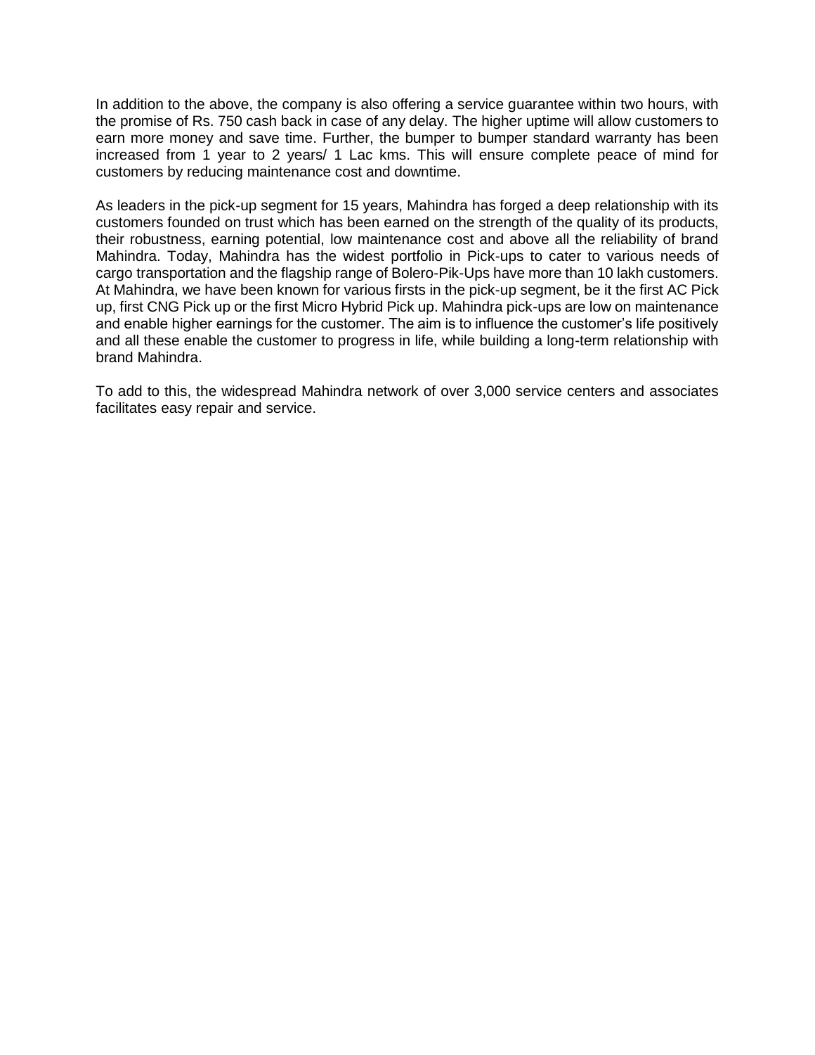In addition to the above, the company is also offering a service guarantee within two hours, with the promise of Rs. 750 cash back in case of any delay. The higher uptime will allow customers to earn more money and save time. Further, the bumper to bumper standard warranty has been increased from 1 year to 2 years/ 1 Lac kms. This will ensure complete peace of mind for customers by reducing maintenance cost and downtime.

As leaders in the pick-up segment for 15 years, Mahindra has forged a deep relationship with its customers founded on trust which has been earned on the strength of the quality of its products, their robustness, earning potential, low maintenance cost and above all the reliability of brand Mahindra. Today, Mahindra has the widest portfolio in Pick-ups to cater to various needs of cargo transportation and the flagship range of Bolero-Pik-Ups have more than 10 lakh customers. At Mahindra, we have been known for various firsts in the pick-up segment, be it the first AC Pick up, first CNG Pick up or the first Micro Hybrid Pick up. Mahindra pick-ups are low on maintenance and enable higher earnings for the customer. The aim is to influence the customer's life positively and all these enable the customer to progress in life, while building a long-term relationship with brand Mahindra.

To add to this, the widespread Mahindra network of over 3,000 service centers and associates facilitates easy repair and service.